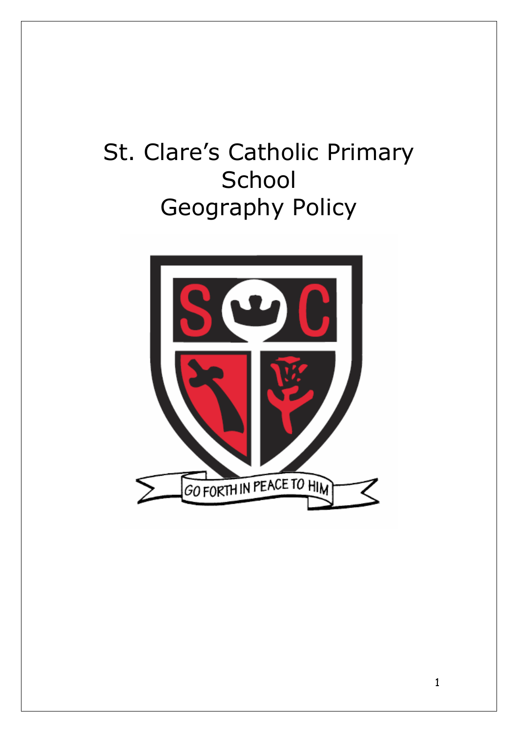# St. Clare's Catholic Primary School Geography Policy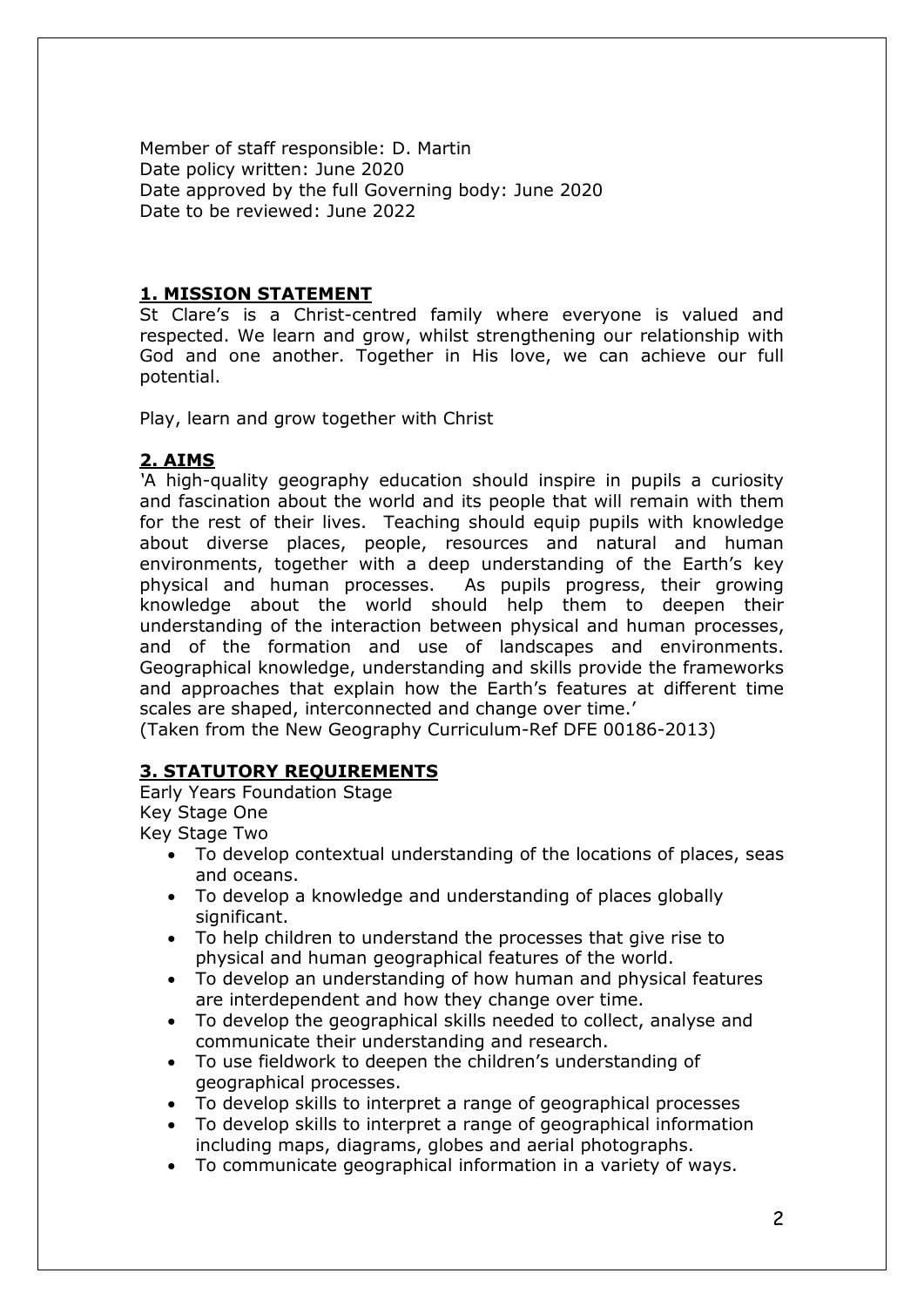Member of staff responsible: D. Martin
Date policy written: June 2020
Date approved by the full Governing body: June 2020
Date to be reviewed: June 2022

## 1. MISSION STATEMENT

St Clare's is a Christ-centred family where everyone is valued and respected. We learn and grow, whilst strengthening our relationship with God and one another. Together in His love, we can achieve our full potential.

Play, learn and grow together with Christ

## 2. AIMS

'A high-quality geography education should inspire in pupils a curiosity and fascination about the world and its people that will remain with them for the rest of their lives. Teaching should equip pupils with knowledge about diverse places, people, resources and natural and human environments, together with a deep understanding of the Earth's key physical and human processes. As pupils progress, their growing knowledge about the world should help them to deepen their understanding of the interaction between physical and human processes, and of the formation and use of landscapes and environments. Geographical knowledge, understanding and skills provide the frameworks and approaches that explain how the Earth's features at different time scales are shaped, interconnected and change over time.'
(Taken from the New Geography Curriculum-Ref DFE 00186-2013)

## 3. STATUTORY REQUIREMENTS

Early Years Foundation Stage
Key Stage One
Key Stage Two

- To develop contextual understanding of the locations of places, seas and oceans.
- To develop a knowledge and understanding of places globally significant.
- To help children to understand the processes that give rise to physical and human geographical features of the world.
- To develop an understanding of how human and physical features are interdependent and how they change over time.
- To develop the geographical skills needed to collect, analyse and communicate their understanding and research.
- To use fieldwork to deepen the children's understanding of geographical processes.
- To develop skills to interpret a range of geographical processes
- To develop skills to interpret a range of geographical information including maps, diagrams, globes and aerial photographs.
- To communicate geographical information in a variety of ways.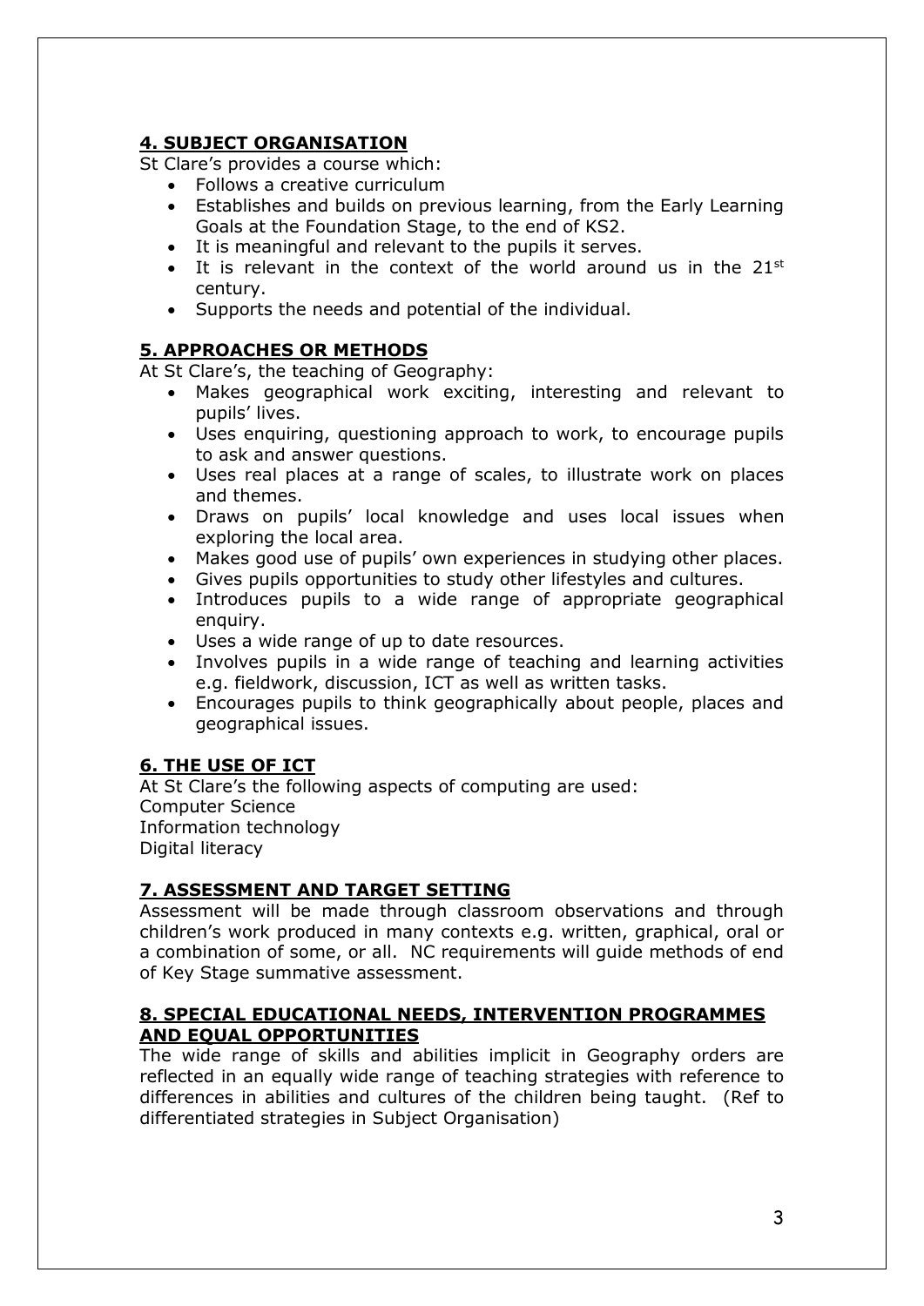## 4. SUBJECT ORGANISATION

St Clare's provides a course which:

- Follows a creative curriculum
- Establishes and builds on previous learning, from the Early Learning Goals at the Foundation Stage, to the end of KS2.
- It is meaningful and relevant to the pupils it serves.
- It is relevant in the context of the world around us in the 21st century.
- Supports the needs and potential of the individual.

## 5. APPROACHES OR METHODS

At St Clare's, the teaching of Geography:

- Makes geographical work exciting, interesting and relevant to pupils' lives.
- Uses enquiring, questioning approach to work, to encourage pupils to ask and answer questions.
- Uses real places at a range of scales, to illustrate work on places and themes.
- Draws on pupils' local knowledge and uses local issues when exploring the local area.
- Makes good use of pupils' own experiences in studying other places.
- Gives pupils opportunities to study other lifestyles and cultures.
- Introduces pupils to a wide range of appropriate geographical enquiry.
- Uses a wide range of up to date resources.
- Involves pupils in a wide range of teaching and learning activities e.g. fieldwork, discussion, ICT as well as written tasks.
- Encourages pupils to think geographically about people, places and geographical issues.

## 6. THE USE OF ICT

At St Clare's the following aspects of computing are used:
Computer Science
Information technology
Digital literacy

## 7. ASSESSMENT AND TARGET SETTING

Assessment will be made through classroom observations and through children's work produced in many contexts e.g. written, graphical, oral or a combination of some, or all. NC requirements will guide methods of end of Key Stage summative assessment.

## 8. SPECIAL EDUCATIONAL NEEDS, INTERVENTION PROGRAMMES AND EQUAL OPPORTUNITIES

The wide range of skills and abilities implicit in Geography orders are reflected in an equally wide range of teaching strategies with reference to differences in abilities and cultures of the children being taught. (Ref to differentiated strategies in Subject Organisation)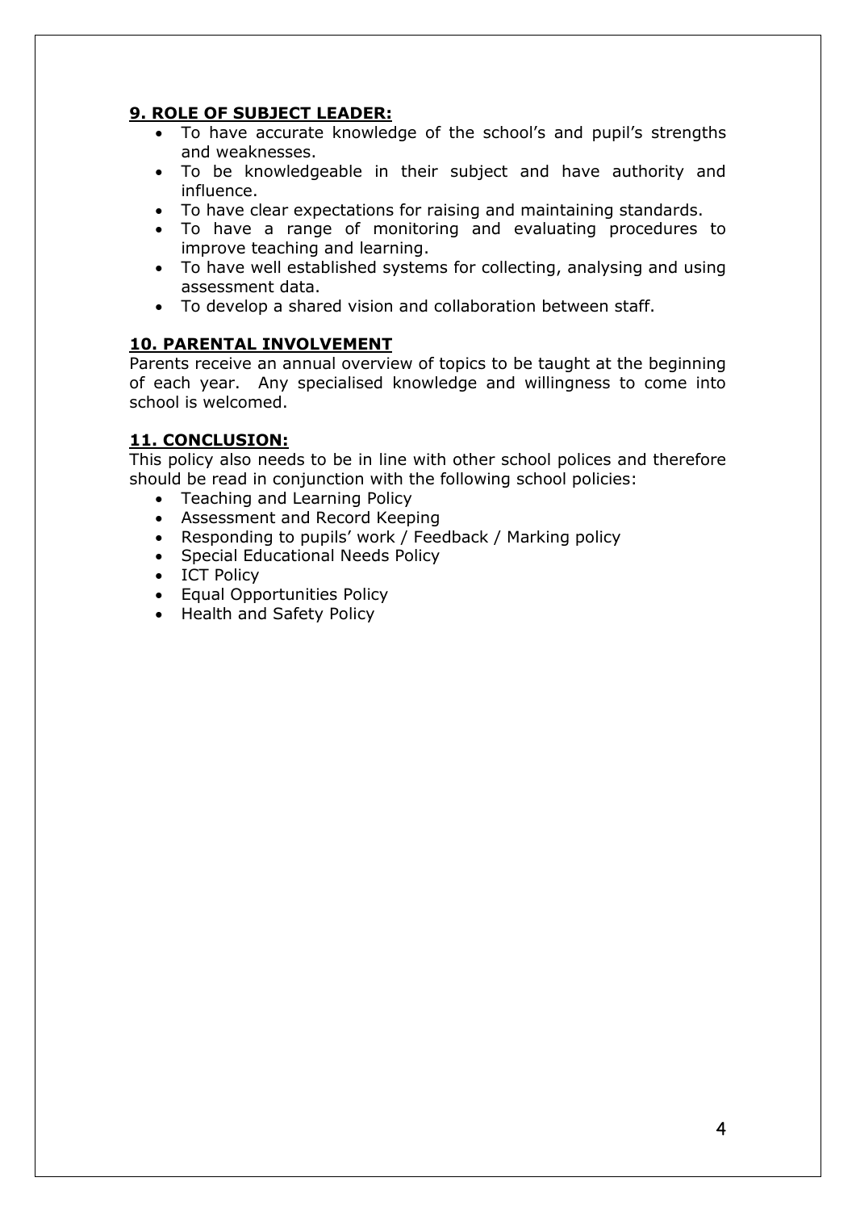## 9. ROLE OF SUBJECT LEADER:

- To have accurate knowledge of the school's and pupil's strengths and weaknesses.
- To be knowledgeable in their subject and have authority and influence.
- To have clear expectations for raising and maintaining standards.
- To have a range of monitoring and evaluating procedures to improve teaching and learning.
- To have well established systems for collecting, analysing and using assessment data.
- To develop a shared vision and collaboration between staff.

## 10. PARENTAL INVOLVEMENT

Parents receive an annual overview of topics to be taught at the beginning of each year. Any specialised knowledge and willingness to come into school is welcomed.

## 11. CONCLUSION:

This policy also needs to be in line with other school polices and therefore should be read in conjunction with the following school policies:

- Teaching and Learning Policy
- Assessment and Record Keeping
- Responding to pupils' work / Feedback / Marking policy
- Special Educational Needs Policy
- ICT Policy
- Equal Opportunities Policy
- Health and Safety Policy